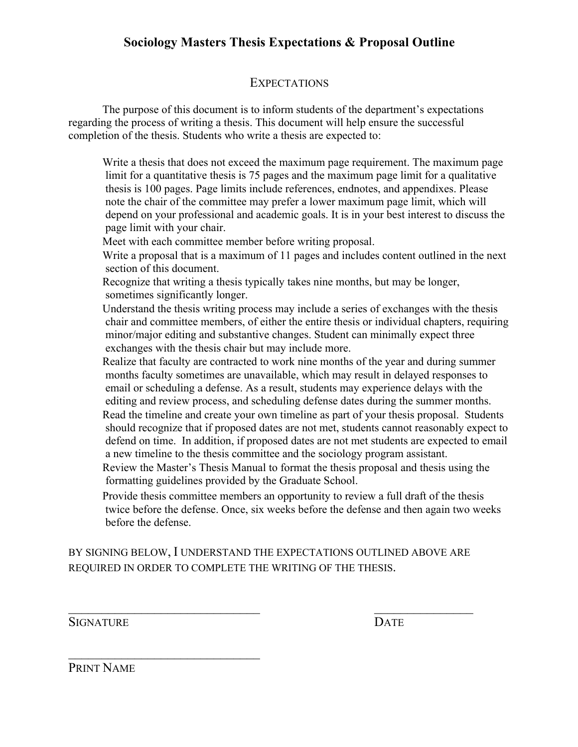# Sociology Masters Thesis Expectations & Proposal Outline

## Expectations

The purpose of this document is to inform students of the department's expectations regarding the process of writing a thesis. This document will help ensure the successful completion of the thesis. Students who write a thesis are expected to:

- Write a thesis that does not exceed the maximum page requirement. The maximum page limit for a quantitative thesis is 75 pages and the maximum page limit for a qualitative thesis is 100 pages. Page limits include references, endnotes, and appendixes. Please note the chair of the committee may prefer a lower maximum page limit, which will depend on your professional and academic goals. It is in your best interest to discuss the page limit with your chair.
- Meet with each committee member before writing proposal.
- Write a proposal that is a maximum of 11 pages and includes content outlined in the next section of this document.
- Recognize that writing a thesis typically takes nine months, but may be longer, sometimes significantly longer.
- Understand the thesis writing process may include a series of exchanges with the thesis chair and committee members, of either the entire thesis or individual chapters, requiring minor/major editing and substantive changes. Student can minimally expect three exchanges with the thesis chair but may include more.
- Realize that faculty are contracted to work nine months of the year and during summer months faculty sometimes are unavailable, which may result in delayed responses to email or scheduling a defense. As a result, students may experience delays with the editing and review process, and scheduling defense dates during the summer months.
- Read the timeline and create your own timeline as part of your thesis proposal. Students should recognize that if proposed dates are not met, students cannot reasonably expect to defend on time. In addition, if proposed dates are not met students are expected to email a new timeline to the thesis committee and the sociology program assistant.
- Review the Master's Thesis Manual to format the thesis proposal and thesis using the formatting guidelines provided by the Graduate School.
- Provide thesis committee members an opportunity to review a full draft of the thesis twice before the defense. Once, six weeks before the defense and then again two weeks before the defense.

BY SIGNING BELOW, I UNDERSTAND THE EXPECTATIONS OUTLINED ABOVE ARE REQUIRED IN ORDER TO COMPLETE THE WRITING OF THE THESIS.

________________________________ &nbsp;&nbsp;&nbsp;&nbsp;&nbsp;&nbsp;&nbsp;&nbsp; ________________

SIGNATURE &nbsp;&nbsp;&nbsp;&nbsp;&nbsp;&nbsp;&nbsp;&nbsp;&nbsp;&nbsp;&nbsp;&nbsp;&nbsp;&nbsp;&nbsp;&nbsp;&nbsp;&nbsp;&nbsp;&nbsp;&nbsp;&nbsp;&nbsp;&nbsp;&nbsp;&nbsp;&nbsp;&nbsp;&nbsp;&nbsp;&nbsp;&nbsp; DATE

________________________________

PRINT NAME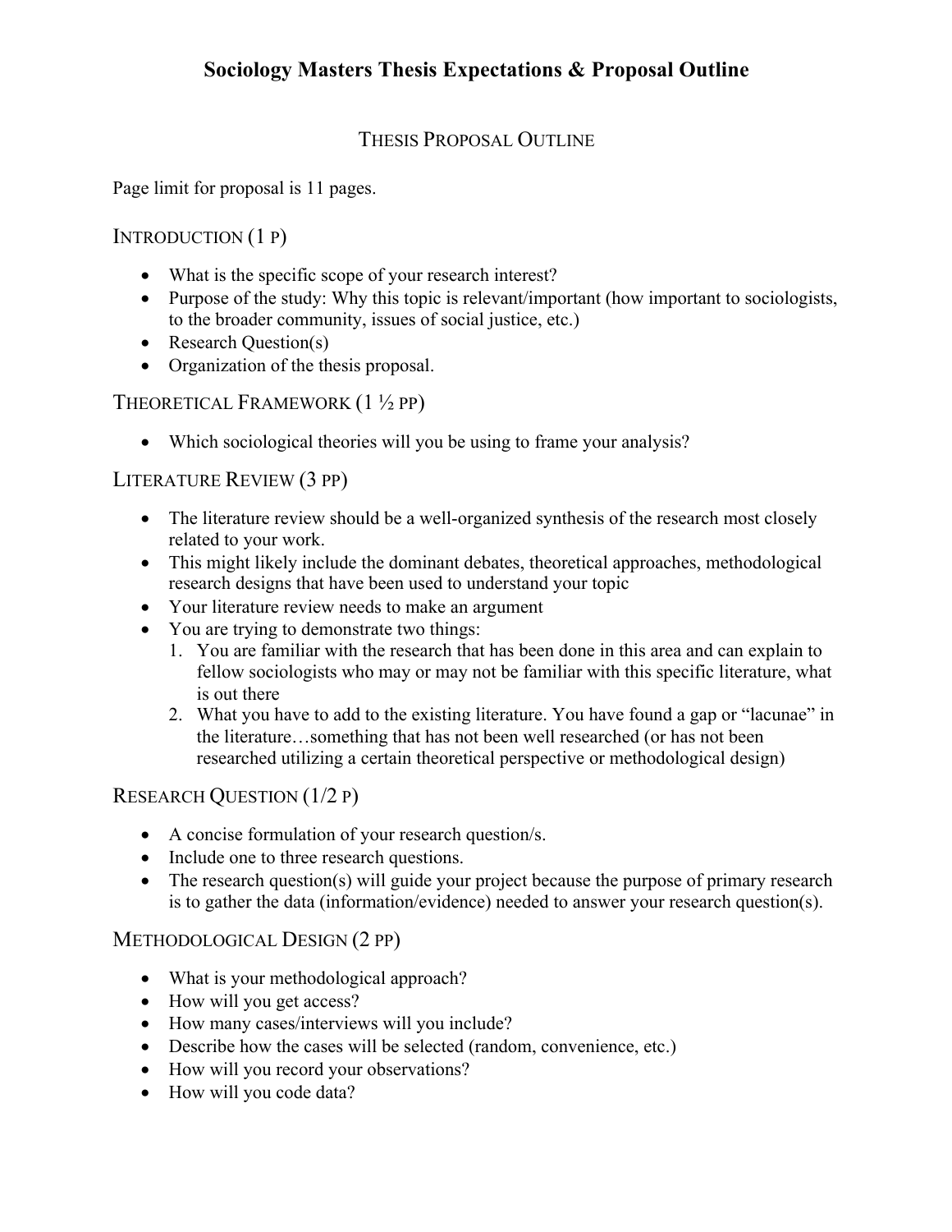# Sociology Masters Thesis Expectations & Proposal Outline

## THESIS PROPOSAL OUTLINE

Page limit for proposal is 11 pages.

### INTRODUCTION (1 P)

- What is the specific scope of your research interest?
- Purpose of the study: Why this topic is relevant/important (how important to sociologists, to the broader community, issues of social justice, etc.)
- Research Question(s)
- Organization of the thesis proposal.

### THEORETICAL FRAMEWORK (1 ½ PP)

- Which sociological theories will you be using to frame your analysis?

### LITERATURE REVIEW (3 PP)

- The literature review should be a well-organized synthesis of the research most closely related to your work.
- This might likely include the dominant debates, theoretical approaches, methodological research designs that have been used to understand your topic
- Your literature review needs to make an argument
- You are trying to demonstrate two things:
  1. You are familiar with the research that has been done in this area and can explain to fellow sociologists who may or may not be familiar with this specific literature, what is out there
  2. What you have to add to the existing literature. You have found a gap or "lacunae" in the literature…something that has not been well researched (or has not been researched utilizing a certain theoretical perspective or methodological design)

### RESEARCH QUESTION (1/2 P)

- A concise formulation of your research question/s.
- Include one to three research questions.
- The research question(s) will guide your project because the purpose of primary research is to gather the data (information/evidence) needed to answer your research question(s).

### METHODOLOGICAL DESIGN (2 PP)

- What is your methodological approach?
- How will you get access?
- How many cases/interviews will you include?
- Describe how the cases will be selected (random, convenience, etc.)
- How will you record your observations?
- How will you code data?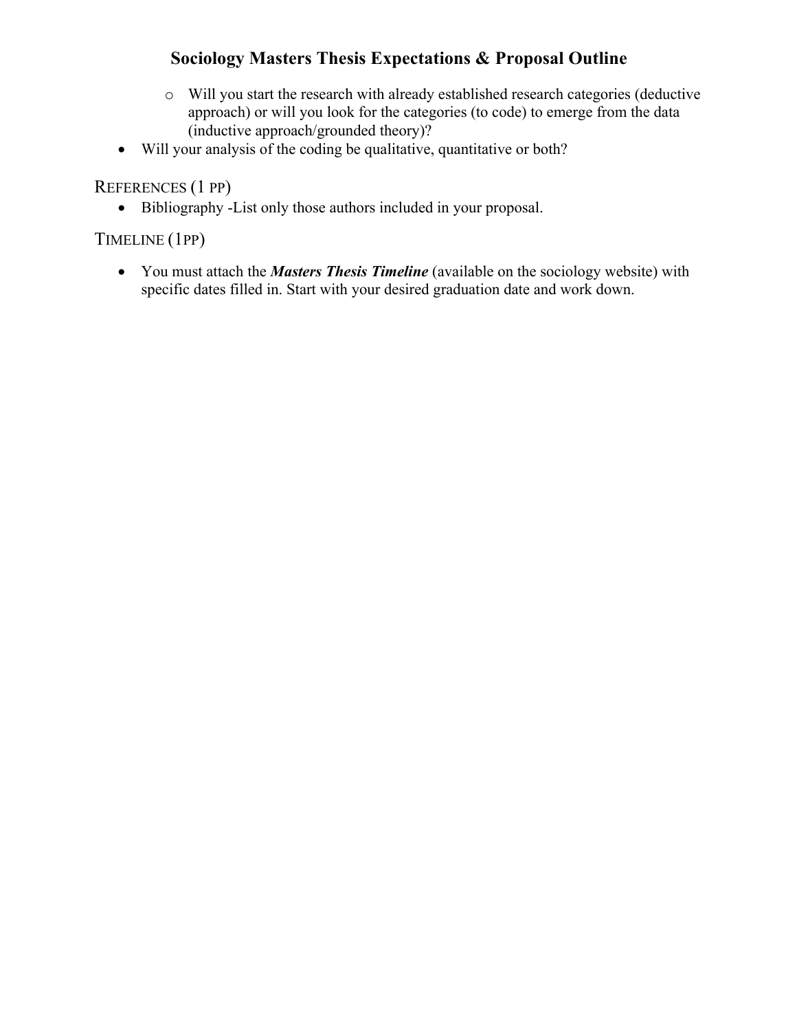- Will you start the research with already established research categories (deductive approach) or will you look for the categories (to code) to emerge from the data (inductive approach/grounded theory)?

- Will your analysis of the coding be qualitative, quantitative or both?

## REFERENCES (1 PP)

- Bibliography -List only those authors included in your proposal.

## TIMELINE (1PP)

- You must attach the ***Masters Thesis Timeline*** (available on the sociology website) with specific dates filled in. Start with your desired graduation date and work down.